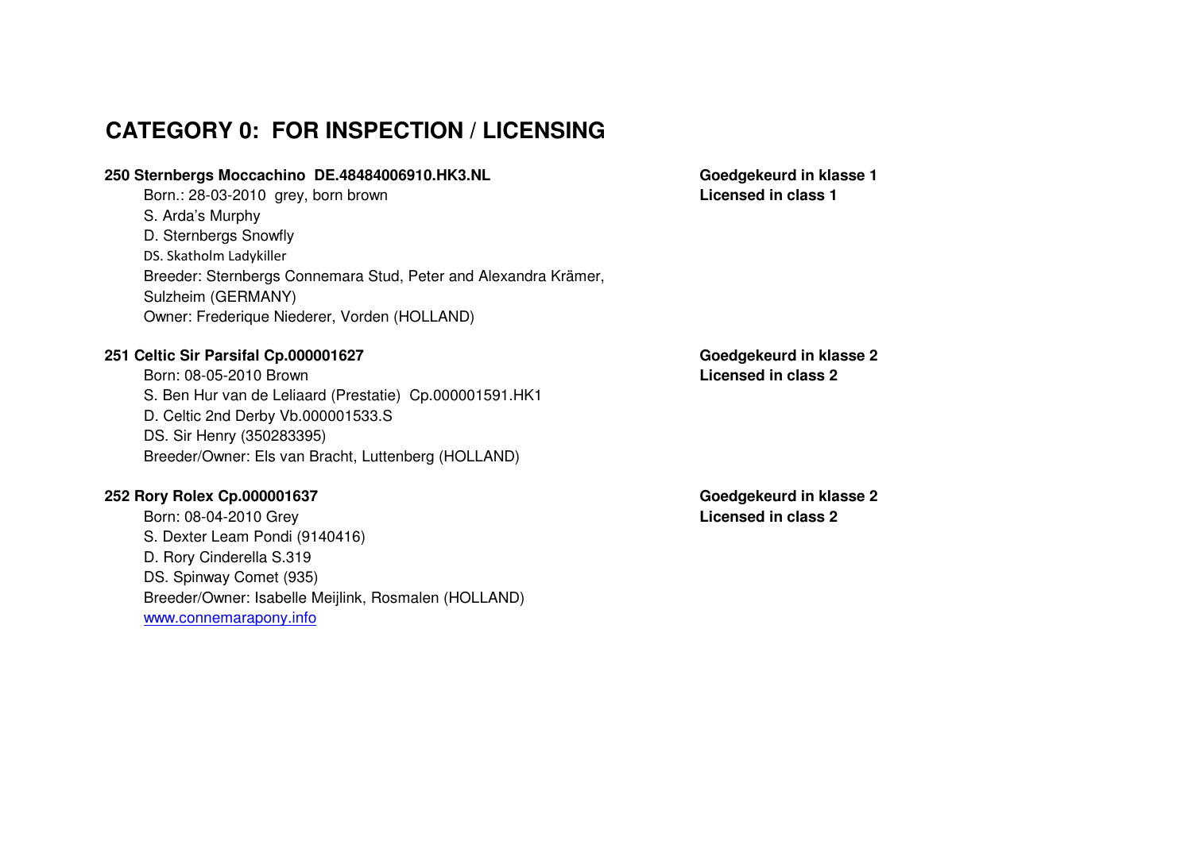# CATEGORY 0: FOR INSPECTION / LICENSING

**250 Sternbergs Moccachino DE.48484006910.HK3.NL**

**Goedgekeurd in klasse 1**
**Licensed in class 1**

Born.: 28-03-2010 grey, born brown
S. Arda's Murphy
D. Sternbergs Snowfly
DS. Skatholm Ladykiller
Breeder: Sternbergs Connemara Stud, Peter and Alexandra Krämer, Sulzheim (GERMANY)
Owner: Frederique Niederer, Vorden (HOLLAND)

**251 Celtic Sir Parsifal Cp.000001627**

**Goedgekeurd in klasse 2**
**Licensed in class 2**

Born: 08-05-2010 Brown
S. Ben Hur van de Leliaard (Prestatie) Cp.000001591.HK1
D. Celtic 2nd Derby Vb.000001533.S
DS. Sir Henry (350283395)
Breeder/Owner: Els van Bracht, Luttenberg (HOLLAND)

**252 Rory Rolex Cp.000001637**

**Goedgekeurd in klasse 2**
**Licensed in class 2**

Born: 08-04-2010 Grey
S. Dexter Leam Pondi (9140416)
D. Rory Cinderella S.319
DS. Spinway Comet (935)
Breeder/Owner: Isabelle Meijlink, Rosmalen (HOLLAND)
www.connemarapony.info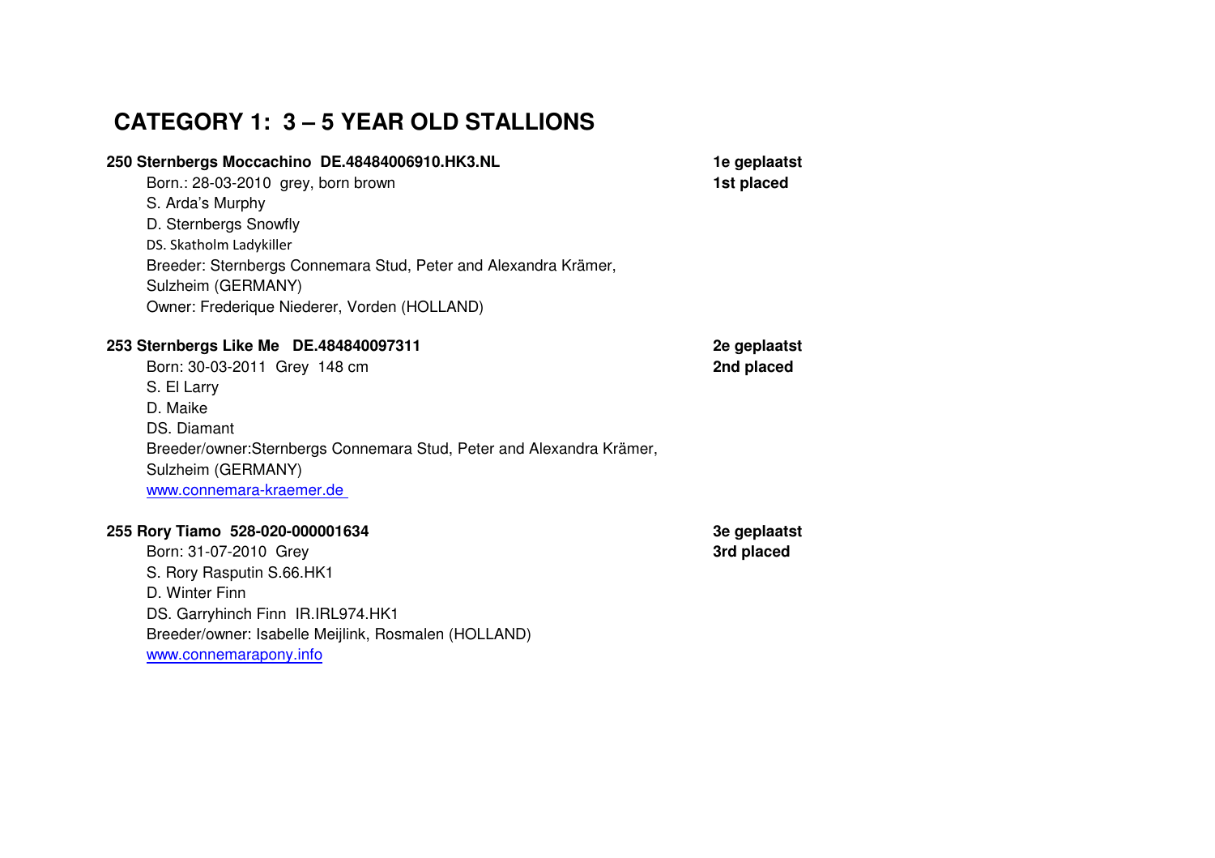# CATEGORY 1: 3 – 5 YEAR OLD STALLIONS

**250 Sternbergs Moccachino DE.48484006910.HK3.NL** — **1e geplaatst** / **1st placed**

Born.: 28-03-2010 grey, born brown
S. Arda's Murphy
D. Sternbergs Snowfly
DS. Skatholm Ladykiller
Breeder: Sternbergs Connemara Stud, Peter and Alexandra Krämer, Sulzheim (GERMANY)
Owner: Frederique Niederer, Vorden (HOLLAND)

**253 Sternbergs Like Me DE.484840097311** — **2e geplaatst** / **2nd placed**

Born: 30-03-2011 Grey 148 cm
S. El Larry
D. Maike
DS. Diamant
Breeder/owner:Sternbergs Connemara Stud, Peter and Alexandra Krämer, Sulzheim (GERMANY)
www.connemara-kraemer.de

**255 Rory Tiamo 528-020-000001634** — **3e geplaatst** / **3rd placed**

Born: 31-07-2010 Grey
S. Rory Rasputin S.66.HK1
D. Winter Finn
DS. Garryhinch Finn IR.IRL974.HK1
Breeder/owner: Isabelle Meijlink, Rosmalen (HOLLAND)
www.connemarapony.info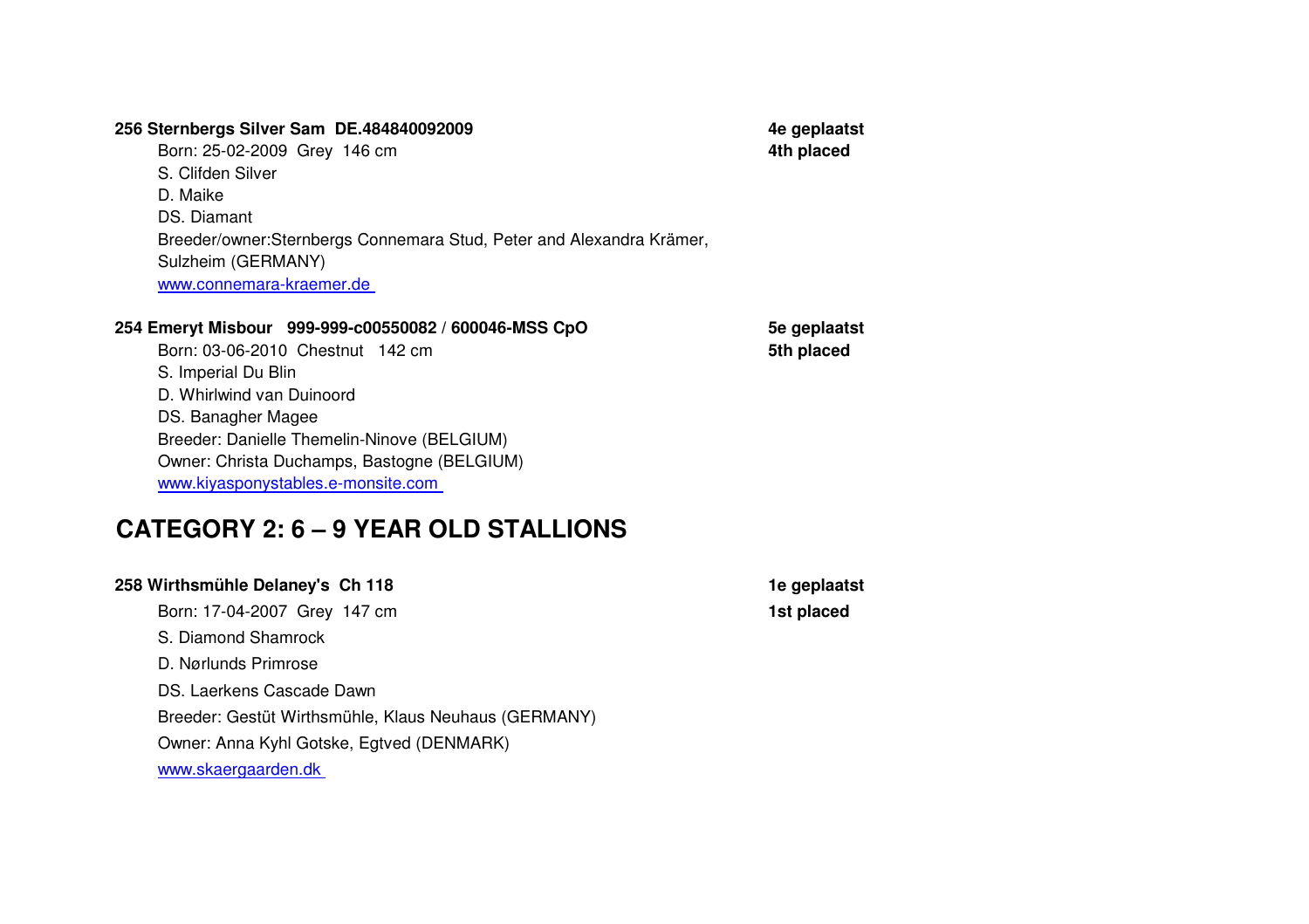**256 Sternbergs Silver Sam DE.484840092009** **4e geplaatst**

Born: 25-02-2009 Grey 146 cm **4th placed**

S. Clifden Silver

D. Maike

DS. Diamant

Breeder/owner:Sternbergs Connemara Stud, Peter and Alexandra Krämer, Sulzheim (GERMANY)

www.connemara-kraemer.de

**254 Emeryt Misbour 999-999-c00550082 / 600046-MSS CpO** **5e geplaatst**

Born: 03-06-2010 Chestnut 142 cm **5th placed**

S. Imperial Du Blin

D. Whirlwind van Duinoord

DS. Banagher Magee

Breeder: Danielle Themelin-Ninove (BELGIUM)

Owner: Christa Duchamps, Bastogne (BELGIUM)

www.kiyasponystables.e-monsite.com

## CATEGORY 2: 6 – 9 YEAR OLD STALLIONS

**258 Wirthsmühle Delaney's Ch 118** **1e geplaatst**

Born: 17-04-2007 Grey 147 cm **1st placed**

S. Diamond Shamrock

D. Nørlunds Primrose

DS. Laerkens Cascade Dawn

Breeder: Gestüt Wirthsmühle, Klaus Neuhaus (GERMANY)

Owner: Anna Kyhl Gotske, Egtved (DENMARK)

www.skaergaarden.dk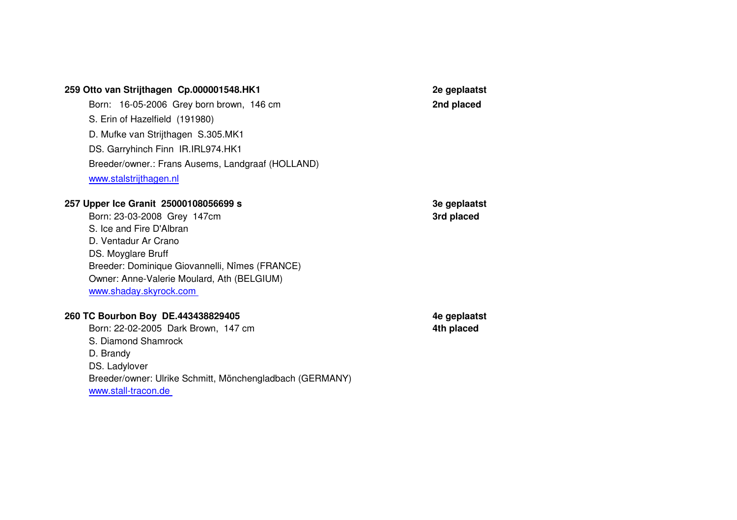**259 Otto van Strijthagen Cp.000001548.HK1** **2e geplaatst**

**2nd placed**

Born: 16-05-2006 Grey born brown, 146 cm

S. Erin of Hazelfield (191980)

D. Mufke van Strijthagen S.305.MK1

DS. Garryhinch Finn IR.IRL974.HK1

Breeder/owner.: Frans Ausems, Landgraaf (HOLLAND)

www.stalstrijthagen.nl

**257 Upper Ice Granit 25000108056699 s** **3e geplaatst**

**3rd placed**

Born: 23-03-2008 Grey 147cm

S. Ice and Fire D'Albran

D. Ventadur Ar Crano

DS. Moyglare Bruff

Breeder: Dominique Giovannelli, Nîmes (FRANCE)

Owner: Anne-Valerie Moulard, Ath (BELGIUM)

www.shaday.skyrock.com

**260 TC Bourbon Boy DE.443438829405** **4e geplaatst**

**4th placed**

Born: 22-02-2005 Dark Brown, 147 cm

S. Diamond Shamrock

D. Brandy

DS. Ladylover

Breeder/owner: Ulrike Schmitt, Mönchengladbach (GERMANY)

www.stall-tracon.de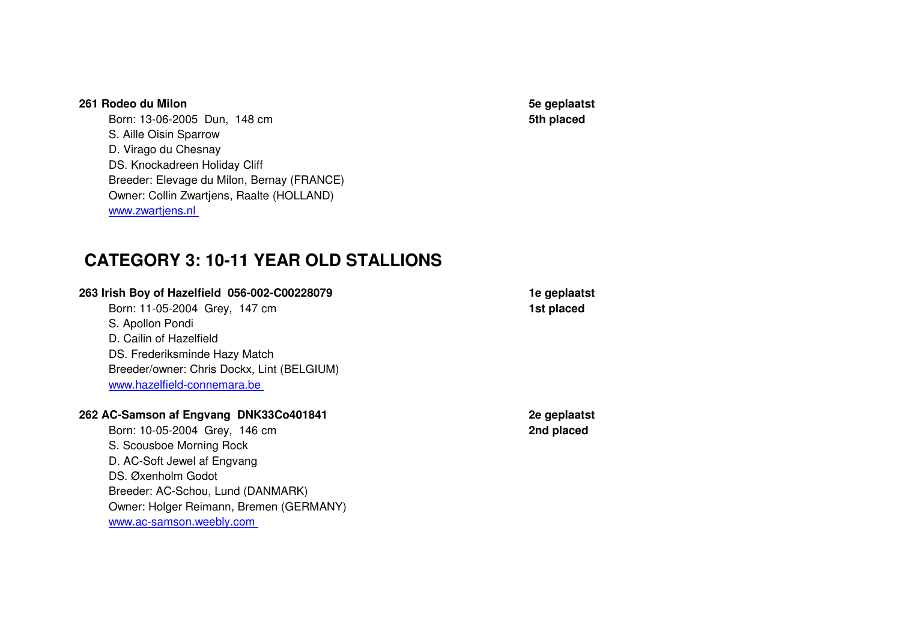**261 Rodeo du Milon** **5e geplaatst**

**5th placed**

Born: 13-06-2005 Dun, 148 cm
S. Aille Oisin Sparrow
D. Virago du Chesnay
DS. Knockadreen Holiday Cliff
Breeder: Elevage du Milon, Bernay (FRANCE)
Owner: Collin Zwartjens, Raalte (HOLLAND)
www.zwartjens.nl

## CATEGORY 3: 10-11 YEAR OLD STALLIONS

**263 Irish Boy of Hazelfield 056-002-C00228079** **1e geplaatst**

**1st placed**

Born: 11-05-2004 Grey, 147 cm
S. Apollon Pondi
D. Cailin of Hazelfield
DS. Frederiksminde Hazy Match
Breeder/owner: Chris Dockx, Lint (BELGIUM)
www.hazelfield-connemara.be

**262 AC-Samson af Engvang DNK33Co401841** **2e geplaatst**

**2nd placed**

Born: 10-05-2004 Grey, 146 cm
S. Scousboe Morning Rock
D. AC-Soft Jewel af Engvang
DS. Øxenholm Godot
Breeder: AC-Schou, Lund (DANMARK)
Owner: Holger Reimann, Bremen (GERMANY)
www.ac-samson.weebly.com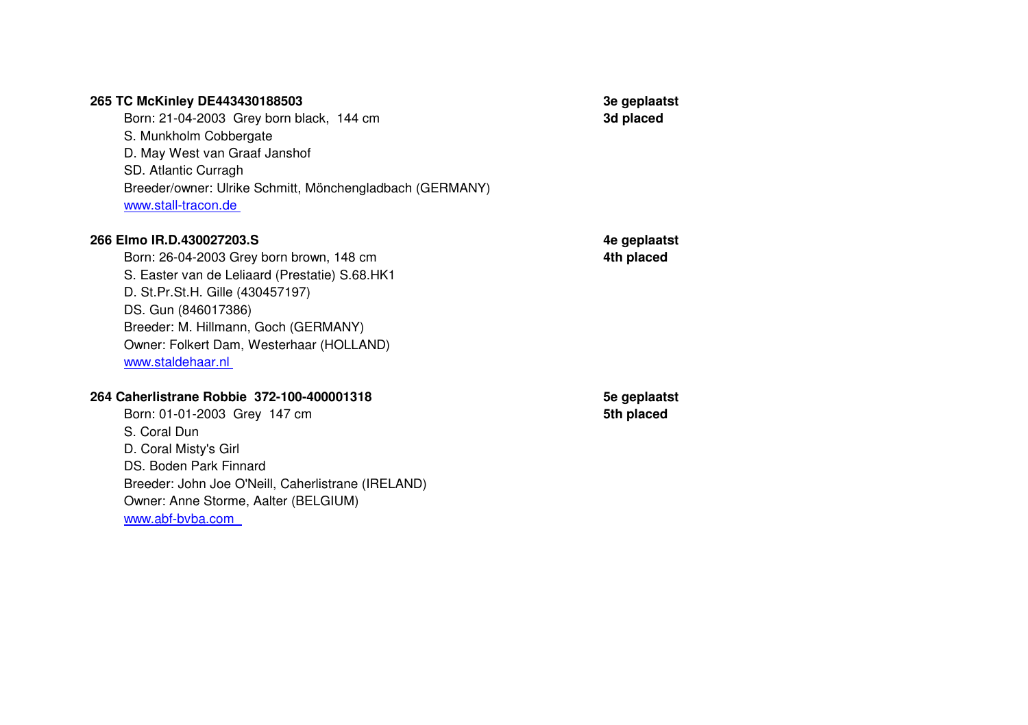**265 TC McKinley DE443430188503** — **3e geplaatst** / **3d placed**

Born: 21-04-2003 Grey born black, 144 cm
S. Munkholm Cobbergate
D. May West van Graaf Janshof
SD. Atlantic Curragh
Breeder/owner: Ulrike Schmitt, Mönchengladbach (GERMANY)
[www.stall-tracon.de](http://www.stall-tracon.de)

**266 Elmo IR.D.430027203.S** — **4e geplaatst** / **4th placed**

Born: 26-04-2003 Grey born brown, 148 cm
S. Easter van de Leliaard (Prestatie) S.68.HK1
D. St.Pr.St.H. Gille (430457197)
DS. Gun (846017386)
Breeder: M. Hillmann, Goch (GERMANY)
Owner: Folkert Dam, Westerhaar (HOLLAND)
[www.staldehaar.nl](http://www.staldehaar.nl)

**264 Caherlistrane Robbie 372-100-400001318** — **5e geplaatst** / **5th placed**

Born: 01-01-2003 Grey 147 cm
S. Coral Dun
D. Coral Misty's Girl
DS. Boden Park Finnard
Breeder: John Joe O'Neill, Caherlistrane (IRELAND)
Owner: Anne Storme, Aalter (BELGIUM)
[www.abf-bvba.com](http://www.abf-bvba.com)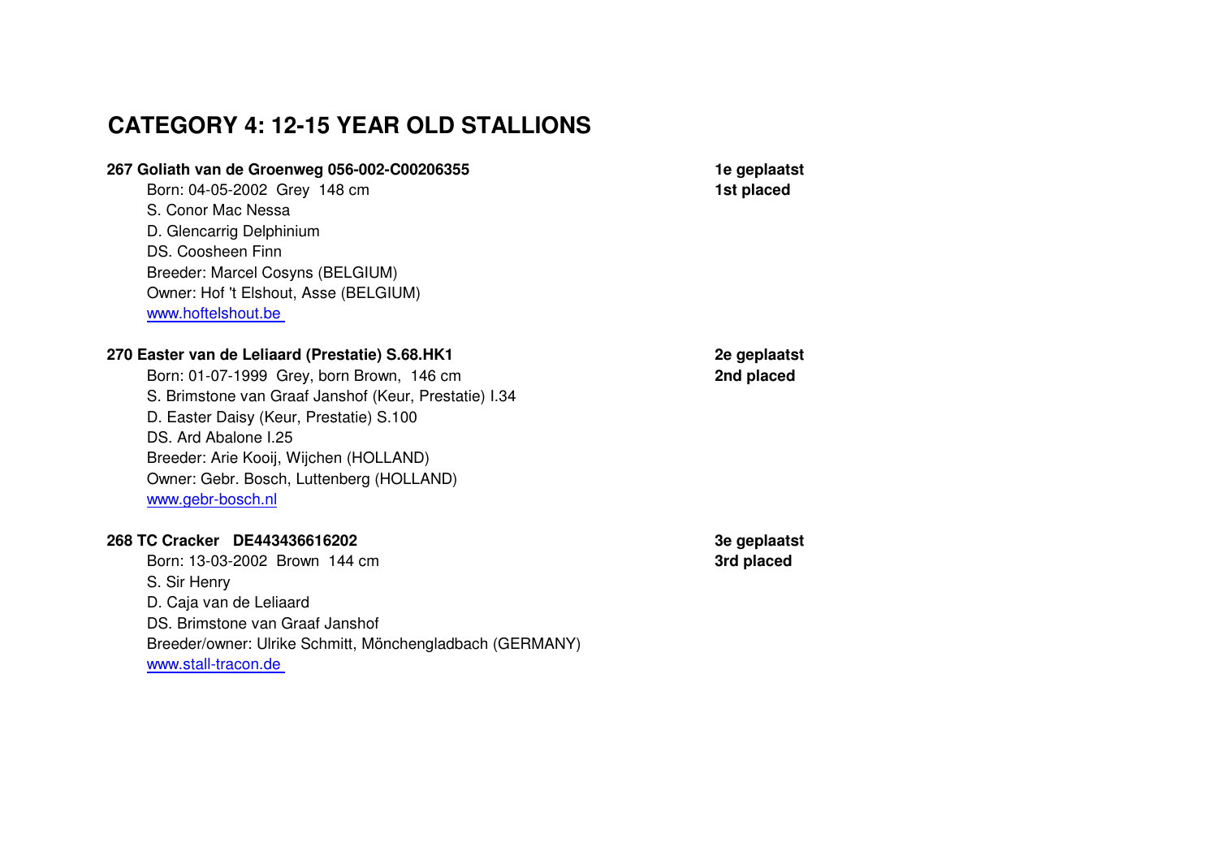# CATEGORY 4: 12-15 YEAR OLD STALLIONS

**267 Goliath van de Groenweg 056-002-C00206355** — **1e geplaatst / 1st placed**

Born: 04-05-2002 Grey 148 cm
S. Conor Mac Nessa
D. Glencarrig Delphinium
DS. Coosheen Finn
Breeder: Marcel Cosyns (BELGIUM)
Owner: Hof 't Elshout, Asse (BELGIUM)
www.hoftelshout.be

**270 Easter van de Leliaard (Prestatie) S.68.HK1** — **2e geplaatst / 2nd placed**

Born: 01-07-1999 Grey, born Brown, 146 cm
S. Brimstone van Graaf Janshof (Keur, Prestatie) I.34
D. Easter Daisy (Keur, Prestatie) S.100
DS. Ard Abalone I.25
Breeder: Arie Kooij, Wijchen (HOLLAND)
Owner: Gebr. Bosch, Luttenberg (HOLLAND)
www.gebr-bosch.nl

**268 TC Cracker DE443436616202** — **3e geplaatst / 3rd placed**

Born: 13-03-2002 Brown 144 cm
S. Sir Henry
D. Caja van de Leliaard
DS. Brimstone van Graaf Janshof
Breeder/owner: Ulrike Schmitt, Mönchengladbach (GERMANY)
www.stall-tracon.de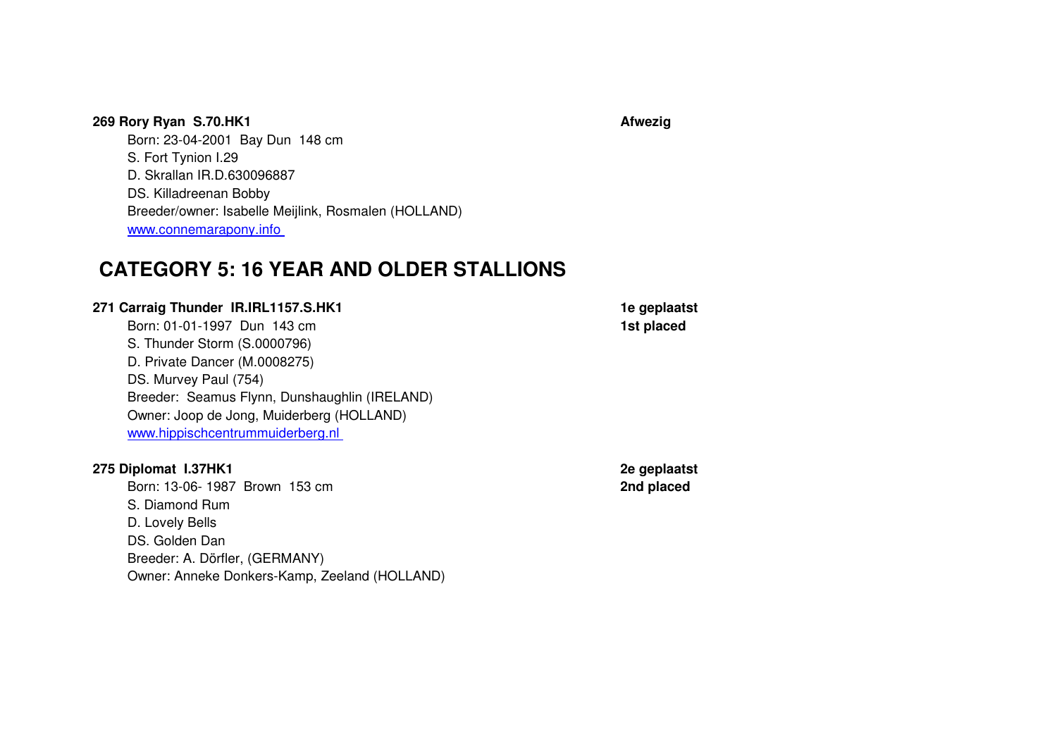**269 Rory Ryan S.70.HK1** **Afwezig**

Born: 23-04-2001 Bay Dun 148 cm
S. Fort Tynion I.29
D. Skrallan IR.D.630096887
DS. Killadreenan Bobby
Breeder/owner: Isabelle Meijlink, Rosmalen (HOLLAND)
www.connemarapony.info

## CATEGORY 5: 16 YEAR AND OLDER STALLIONS

**271 Carraig Thunder IR.IRL1157.S.HK1** **1e geplaatst**
**1st placed**

Born: 01-01-1997 Dun 143 cm
S. Thunder Storm (S.0000796)
D. Private Dancer (M.0008275)
DS. Murvey Paul (754)
Breeder: Seamus Flynn, Dunshaughlin (IRELAND)
Owner: Joop de Jong, Muiderberg (HOLLAND)
www.hippischcentrummuiderberg.nl

**275 Diplomat I.37HK1** **2e geplaatst**
**2nd placed**

Born: 13-06- 1987 Brown 153 cm
S. Diamond Rum
D. Lovely Bells
DS. Golden Dan
Breeder: A. Dörfler, (GERMANY)
Owner: Anneke Donkers-Kamp, Zeeland (HOLLAND)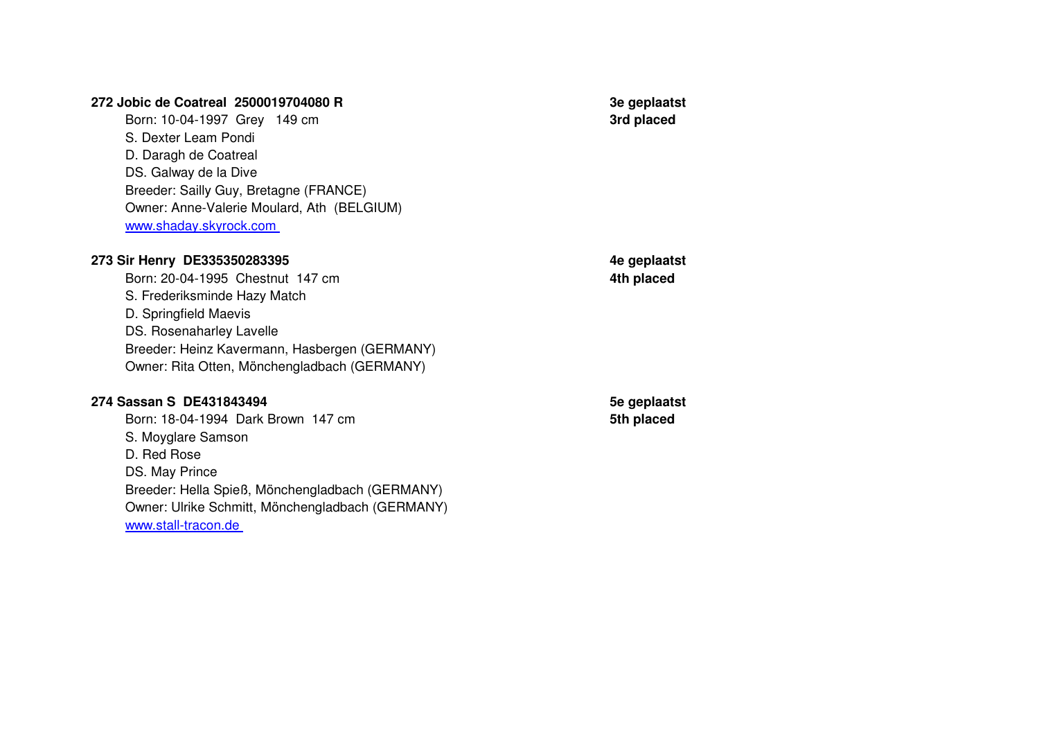**272 Jobic de Coatreal 2500019704080 R**

**3e geplaatst**
**3rd placed**

Born: 10-04-1997 Grey 149 cm
S. Dexter Leam Pondi
D. Daragh de Coatreal
DS. Galway de la Dive
Breeder: Sailly Guy, Bretagne (FRANCE)
Owner: Anne-Valerie Moulard, Ath (BELGIUM)
[www.shaday.skyrock.com](http://www.shaday.skyrock.com)

**273 Sir Henry DE335350283395**

**4e geplaatst**
**4th placed**

Born: 20-04-1995 Chestnut 147 cm
S. Frederiksminde Hazy Match
D. Springfield Maevis
DS. Rosenaharley Lavelle
Breeder: Heinz Kavermann, Hasbergen (GERMANY)
Owner: Rita Otten, Mönchengladbach (GERMANY)

**274 Sassan S DE431843494**

**5e geplaatst**
**5th placed**

Born: 18-04-1994 Dark Brown 147 cm
S. Moyglare Samson
D. Red Rose
DS. May Prince
Breeder: Hella Spieß, Mönchengladbach (GERMANY)
Owner: Ulrike Schmitt, Mönchengladbach (GERMANY)
[www.stall-tracon.de](http://www.stall-tracon.de)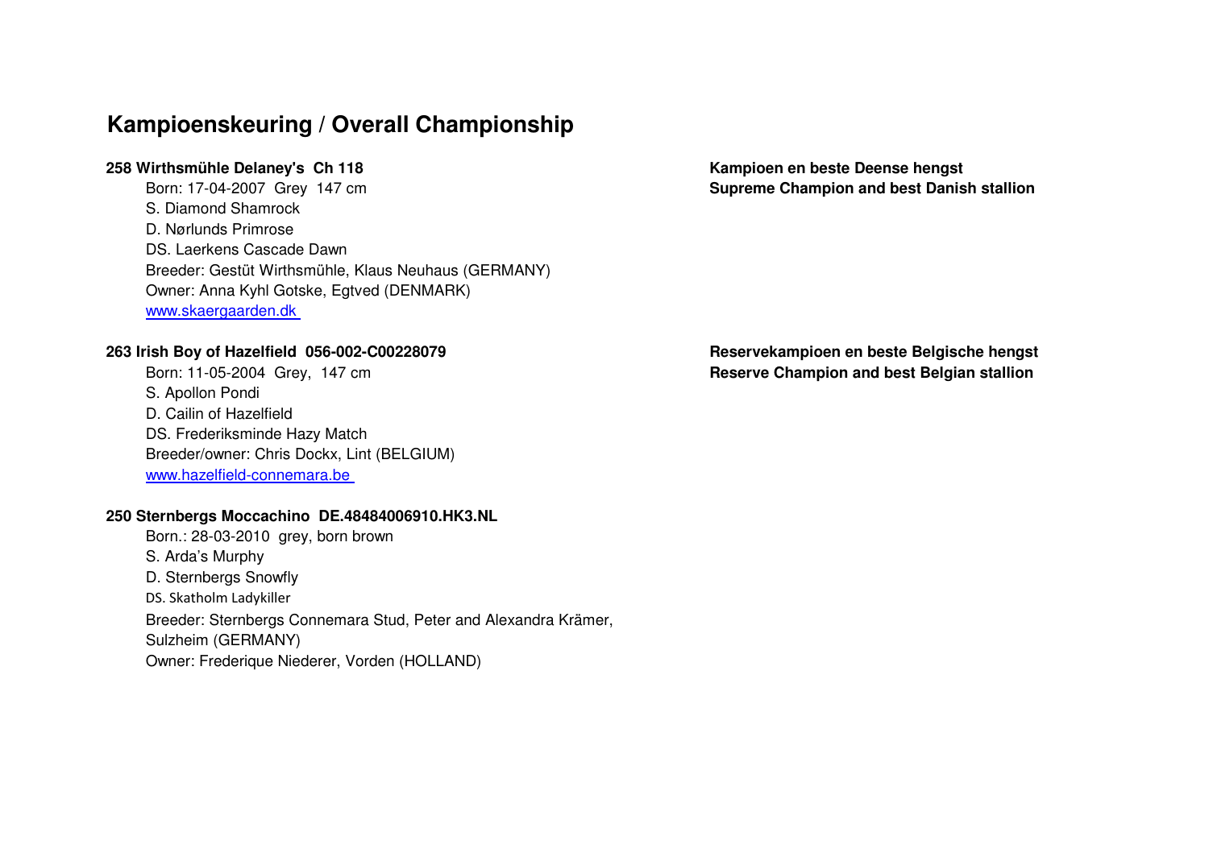## Kampioenskeuring / Overall Championship

**258 Wirthsmühle Delaney's Ch 118**

**Kampioen en beste Deense hengst**
**Supreme Champion and best Danish stallion**

Born: 17-04-2007 Grey 147 cm
S. Diamond Shamrock
D. Nørlunds Primrose
DS. Laerkens Cascade Dawn
Breeder: Gestüt Wirthsmühle, Klaus Neuhaus (GERMANY)
Owner: Anna Kyhl Gotske, Egtved (DENMARK)
www.skaergaarden.dk

**263 Irish Boy of Hazelfield 056-002-C00228079**

**Reservekampioen en beste Belgische hengst**
**Reserve Champion and best Belgian stallion**

Born: 11-05-2004 Grey, 147 cm
S. Apollon Pondi
D. Cailin of Hazelfield
DS. Frederiksminde Hazy Match
Breeder/owner: Chris Dockx, Lint (BELGIUM)
www.hazelfield-connemara.be

**250 Sternbergs Moccachino DE.48484006910.HK3.NL**

Born.: 28-03-2010 grey, born brown
S. Arda's Murphy
D. Sternbergs Snowfly
DS. Skatholm Ladykiller
Breeder: Sternbergs Connemara Stud, Peter and Alexandra Krämer, Sulzheim (GERMANY)
Owner: Frederique Niederer, Vorden (HOLLAND)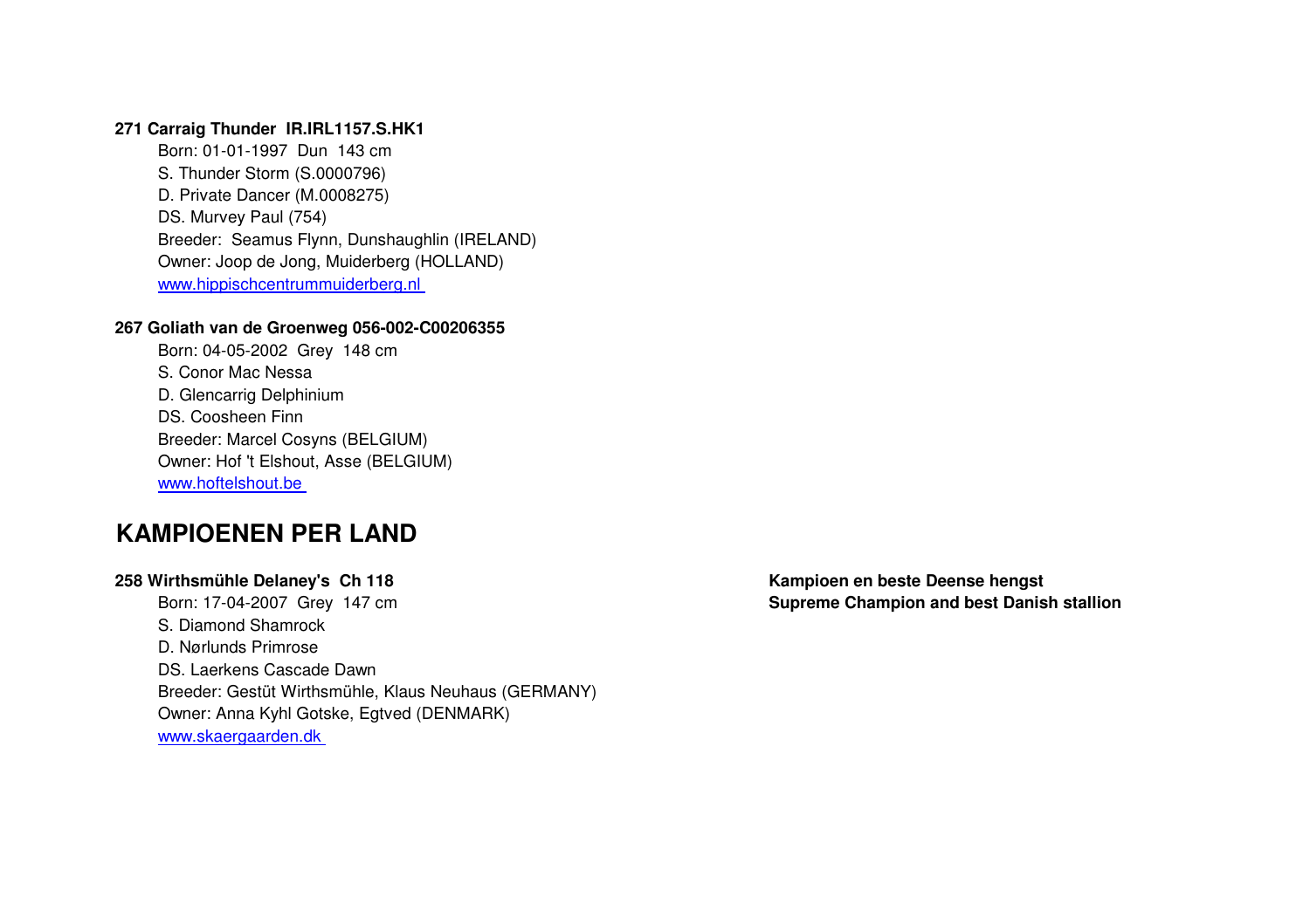**271 Carraig Thunder  IR.IRL1157.S.HK1**

Born: 01-01-1997  Dun  143 cm
S. Thunder Storm (S.0000796)
D. Private Dancer (M.0008275)
DS. Murvey Paul (754)
Breeder:  Seamus Flynn, Dunshaughlin (IRELAND)
Owner: Joop de Jong, Muiderberg (HOLLAND)
www.hippischcentrummuiderberg.nl

**267 Goliath van de Groenweg 056-002-C00206355**

Born: 04-05-2002  Grey  148 cm
S. Conor Mac Nessa
D. Glencarrig Delphinium
DS. Coosheen Finn
Breeder: Marcel Cosyns (BELGIUM)
Owner: Hof 't Elshout, Asse (BELGIUM)
www.hoftelshout.be

## KAMPIOENEN PER LAND

**258 Wirthsmühle Delaney's  Ch 118**

**Kampioen en beste Deense hengst**
**Supreme Champion and best Danish stallion**

Born: 17-04-2007  Grey  147 cm
S. Diamond Shamrock
D. Nørlunds Primrose
DS. Laerkens Cascade Dawn
Breeder: Gestüt Wirthsmühle, Klaus Neuhaus (GERMANY)
Owner: Anna Kyhl Gotske, Egtved (DENMARK)
www.skaergaarden.dk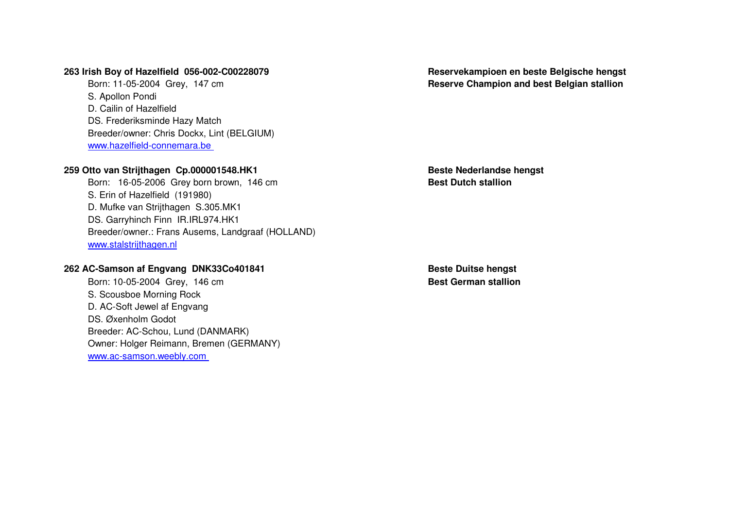**263 Irish Boy of Hazelfield 056-002-C00228079**

**Reservekampioen en beste Belgische hengst**
**Reserve Champion and best Belgian stallion**

Born: 11-05-2004 Grey, 147 cm
S. Apollon Pondi
D. Cailin of Hazelfield
DS. Frederiksminde Hazy Match
Breeder/owner: Chris Dockx, Lint (BELGIUM)
www.hazelfield-connemara.be

**259 Otto van Strijthagen Cp.000001548.HK1**

**Beste Nederlandse hengst**
**Best Dutch stallion**

Born: 16-05-2006 Grey born brown, 146 cm
S. Erin of Hazelfield (191980)
D. Mufke van Strijthagen S.305.MK1
DS. Garryhinch Finn IR.IRL974.HK1
Breeder/owner.: Frans Ausems, Landgraaf (HOLLAND)
www.stalstrijthagen.nl

**262 AC-Samson af Engvang DNK33Co401841**

**Beste Duitse hengst**
**Best German stallion**

Born: 10-05-2004 Grey, 146 cm
S. Scousboe Morning Rock
D. AC-Soft Jewel af Engvang
DS. Øxenholm Godot
Breeder: AC-Schou, Lund (DANMARK)
Owner: Holger Reimann, Bremen (GERMANY)
www.ac-samson.weebly.com